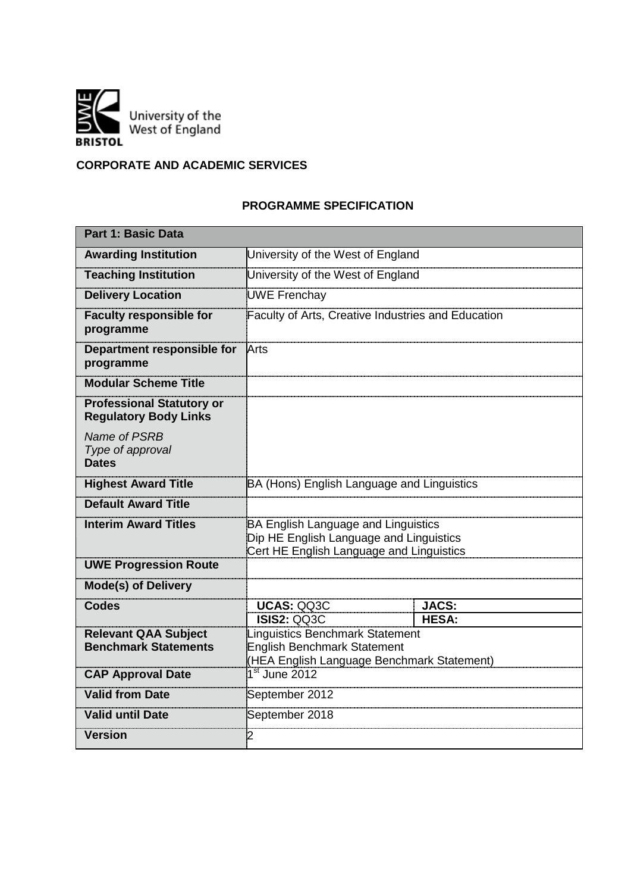University of the West of England

BRISTOL

**CORPORATE AND ACADEMIC SERVICES**

**PROGRAMME SPECIFICATION**

| **Part 1: Basic Data** | | |
|---|---|---|
| **Awarding Institution** | University of the West of England | |
| **Teaching Institution** | University of the West of England | |
| **Delivery Location** | UWE Frenchay | |
| **Faculty responsible for programme** | Faculty of Arts, Creative Industries and Education | |
| **Department responsible for programme** | Arts | |
| **Modular Scheme Title** | | |
| **Professional Statutory or Regulatory Body Links**<br>*Name of PSRB*<br>*Type of approval*<br>**Dates** | | |
| **Highest Award Title** | BA (Hons) English Language and Linguistics | |
| **Default Award Title** | | |
| **Interim Award Titles** | BA English Language and Linguistics<br>Dip HE English Language and Linguistics<br>Cert HE English Language and Linguistics | |
| **UWE Progression Route** | | |
| **Mode(s) of Delivery** | | |
| **Codes** | **UCAS:** QQ3C | **JACS:** |
| | **ISIS2:** QQ3C | **HESA:** |
| **Relevant QAA Subject Benchmark Statements** | Linguistics Benchmark Statement<br>English Benchmark Statement<br>(HEA English Language Benchmark Statement) | |
| **CAP Approval Date** | 1st June 2012 | |
| **Valid from Date** | September 2012 | |
| **Valid until Date** | September 2018 | |
| **Version** | 2 | |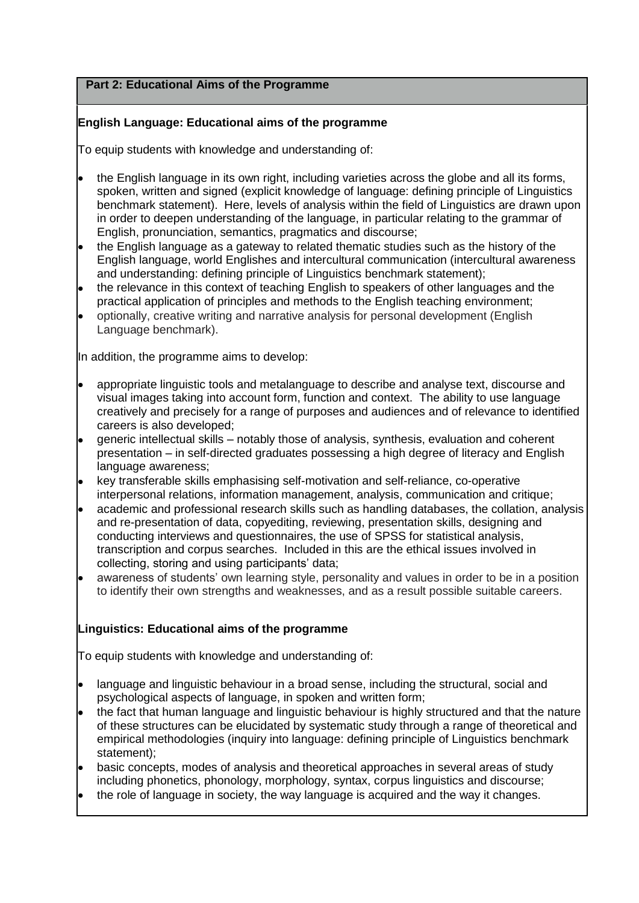## Part 2: Educational Aims of the Programme

### English Language: Educational aims of the programme

To equip students with knowledge and understanding of:

- the English language in its own right, including varieties across the globe and all its forms, spoken, written and signed (explicit knowledge of language: defining principle of Linguistics benchmark statement). Here, levels of analysis within the field of Linguistics are drawn upon in order to deepen understanding of the language, in particular relating to the grammar of English, pronunciation, semantics, pragmatics and discourse;
- the English language as a gateway to related thematic studies such as the history of the English language, world Englishes and intercultural communication (intercultural awareness and understanding: defining principle of Linguistics benchmark statement);
- the relevance in this context of teaching English to speakers of other languages and the practical application of principles and methods to the English teaching environment;
- optionally, creative writing and narrative analysis for personal development (English Language benchmark).

In addition, the programme aims to develop:

- appropriate linguistic tools and metalanguage to describe and analyse text, discourse and visual images taking into account form, function and context. The ability to use language creatively and precisely for a range of purposes and audiences and of relevance to identified careers is also developed;
- generic intellectual skills – notably those of analysis, synthesis, evaluation and coherent presentation – in self-directed graduates possessing a high degree of literacy and English language awareness;
- key transferable skills emphasising self-motivation and self-reliance, co-operative interpersonal relations, information management, analysis, communication and critique;
- academic and professional research skills such as handling databases, the collation, analysis and re-presentation of data, copyediting, reviewing, presentation skills, designing and conducting interviews and questionnaires, the use of SPSS for statistical analysis, transcription and corpus searches. Included in this are the ethical issues involved in collecting, storing and using participants' data;
- awareness of students' own learning style, personality and values in order to be in a position to identify their own strengths and weaknesses, and as a result possible suitable careers.

### Linguistics: Educational aims of the programme

To equip students with knowledge and understanding of:

- language and linguistic behaviour in a broad sense, including the structural, social and psychological aspects of language, in spoken and written form;
- the fact that human language and linguistic behaviour is highly structured and that the nature of these structures can be elucidated by systematic study through a range of theoretical and empirical methodologies (inquiry into language: defining principle of Linguistics benchmark statement);
- basic concepts, modes of analysis and theoretical approaches in several areas of study including phonetics, phonology, morphology, syntax, corpus linguistics and discourse;
- the role of language in society, the way language is acquired and the way it changes.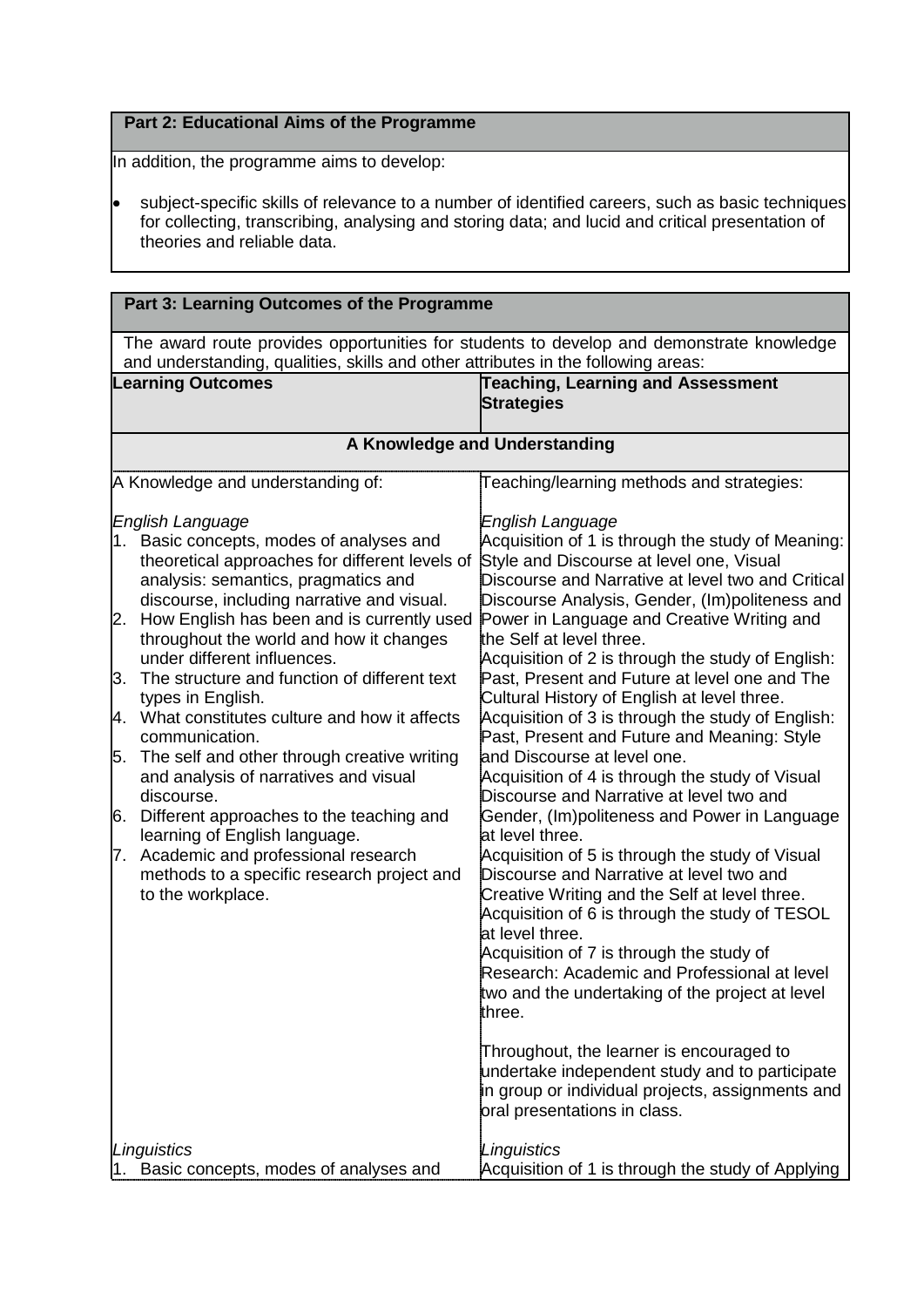## Part 2: Educational Aims of the Programme

In addition, the programme aims to develop:

- subject-specific skills of relevance to a number of identified careers, such as basic techniques for collecting, transcribing, analysing and storing data; and lucid and critical presentation of theories and reliable data.

## Part 3: Learning Outcomes of the Programme

The award route provides opportunities for students to develop and demonstrate knowledge and understanding, qualities, skills and other attributes in the following areas:

| Learning Outcomes | Teaching, Learning and Assessment Strategies |
|---|---|
| **A Knowledge and Understanding** | |
| A Knowledge and understanding of:<br><br>*English Language*<br>1. Basic concepts, modes of analyses and theoretical approaches for different levels of analysis: semantics, pragmatics and discourse, including narrative and visual.<br>2. How English has been and is currently used throughout the world and how it changes under different influences.<br>3. The structure and function of different text types in English.<br>4. What constitutes culture and how it affects communication.<br>5. The self and other through creative writing and analysis of narratives and visual discourse.<br>6. Different approaches to the teaching and learning of English language.<br>7. Academic and professional research methods to a specific research project and to the workplace. | Teaching/learning methods and strategies:<br><br>*English Language*<br>Acquisition of 1 is through the study of Meaning: Style and Discourse at level one, Visual Discourse and Narrative at level two and Critical Discourse Analysis, Gender, (Im)politeness and Power in Language and Creative Writing and the Self at level three.<br>Acquisition of 2 is through the study of English: Past, Present and Future at level one and The Cultural History of English at level three.<br>Acquisition of 3 is through the study of English: Past, Present and Future and Meaning: Style and Discourse at level one.<br>Acquisition of 4 is through the study of Visual Discourse and Narrative at level two and Gender, (Im)politeness and Power in Language at level three.<br>Acquisition of 5 is through the study of Visual Discourse and Narrative at level two and Creative Writing and the Self at level three.<br>Acquisition of 6 is through the study of TESOL at level three.<br>Acquisition of 7 is through the study of Research: Academic and Professional at level two and the undertaking of the project at level three.<br><br>Throughout, the learner is encouraged to undertake independent study and to participate in group or individual projects, assignments and oral presentations in class. |
| *Linguistics*<br>1. Basic concepts, modes of analyses and | *Linguistics*<br>Acquisition of 1 is through the study of Applying |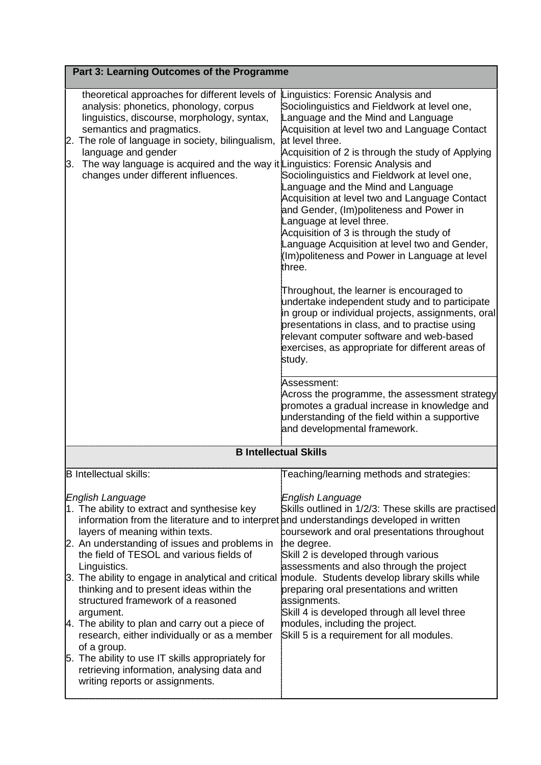| Part 3: Learning Outcomes of the Programme | |
|---|---|
| theoretical approaches for different levels of analysis: phonetics, phonology, corpus linguistics, discourse, morphology, syntax, semantics and pragmatics.<br>2. The role of language in society, bilingualism, language and gender<br>3. The way language is acquired and the way it changes under different influences. | Linguistics: Forensic Analysis and Sociolinguistics and Fieldwork at level one, Language and the Mind and Language Acquisition at level two and Language Contact at level three.<br>Acquisition of 2 is through the study of Applying Linguistics: Forensic Analysis and Sociolinguistics and Fieldwork at level one, Language and the Mind and Language Acquisition at level two and Language Contact and Gender, (Im)politeness and Power in Language at level three.<br>Acquisition of 3 is through the study of Language Acquisition at level two and Gender, (Im)politeness and Power in Language at level three.<br><br>Throughout, the learner is encouraged to undertake independent study and to participate in group or individual projects, assignments, oral presentations in class, and to practise using relevant computer software and web-based exercises, as appropriate for different areas of study. |
| | Assessment:<br>Across the programme, the assessment strategy promotes a gradual increase in knowledge and understanding of the field within a supportive and developmental framework. |
| **B Intellectual Skills** | |
| B Intellectual skills:<br><br>*English Language*<br>1. The ability to extract and synthesise key information from the literature and to interpret layers of meaning within texts.<br>2. An understanding of issues and problems in the field of TESOL and various fields of Linguistics.<br>3. The ability to engage in analytical and critical thinking and to present ideas within the structured framework of a reasoned argument.<br>4. The ability to plan and carry out a piece of research, either individually or as a member of a group.<br>5. The ability to use IT skills appropriately for retrieving information, analysing data and writing reports or assignments. | Teaching/learning methods and strategies:<br><br>*English Language*<br>Skills outlined in 1/2/3: These skills are practised and understandings developed in written coursework and oral presentations throughout the degree.<br>Skill 2 is developed through various assessments and also through the project module. Students develop library skills while preparing oral presentations and written assignments.<br>Skill 4 is developed through all level three modules, including the project.<br>Skill 5 is a requirement for all modules. |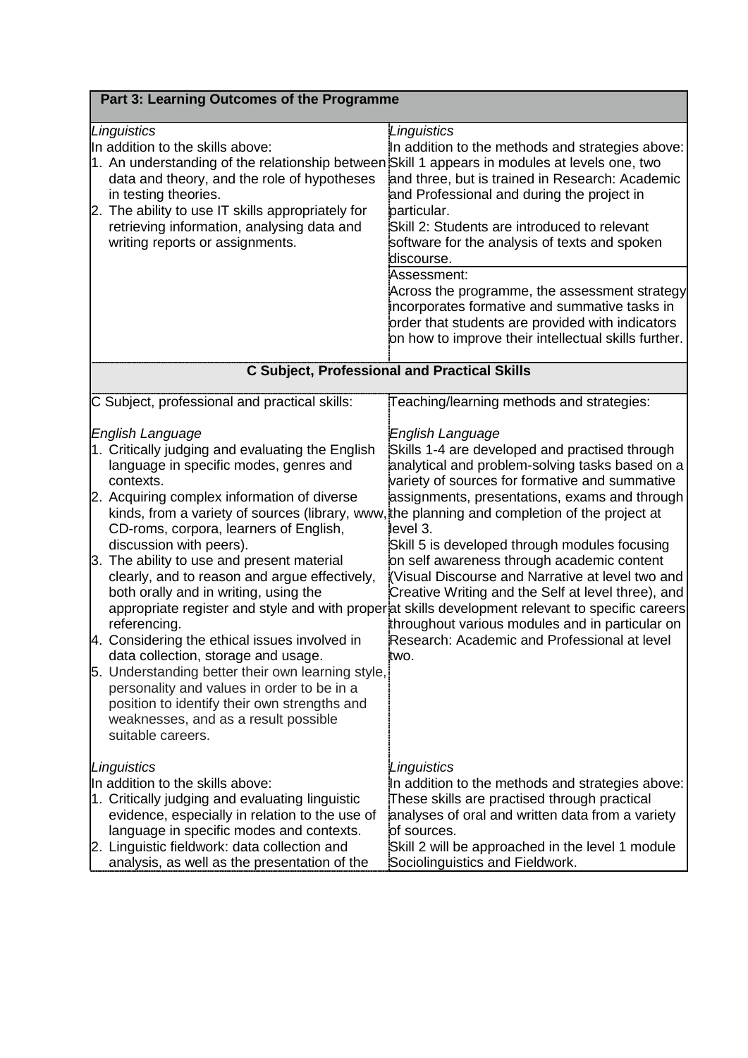| Part 3: Learning Outcomes of the Programme | |
|---|---|
| *Linguistics*<br>In addition to the skills above:<br>1. An understanding of the relationship between data and theory, and the role of hypotheses in testing theories.<br>2. The ability to use IT skills appropriately for retrieving information, analysing data and writing reports or assignments. | *Linguistics*<br>In addition to the methods and strategies above:<br>Skill 1 appears in modules at levels one, two and three, but is trained in Research: Academic and Professional and during the project in particular.<br>Skill 2: Students are introduced to relevant software for the analysis of texts and spoken discourse. |
| | Assessment:<br>Across the programme, the assessment strategy incorporates formative and summative tasks in order that students are provided with indicators on how to improve their intellectual skills further. |
| **C Subject, Professional and Practical Skills** | |
| C Subject, professional and practical skills:<br><br>*English Language*<br>1. Critically judging and evaluating the English language in specific modes, genres and contexts.<br>2. Acquiring complex information of diverse kinds, from a variety of sources (library, www, CD-roms, corpora, learners of English, discussion with peers).<br>3. The ability to use and present material clearly, and to reason and argue effectively, both orally and in writing, using the appropriate register and style and with proper referencing.<br>4. Considering the ethical issues involved in data collection, storage and usage.<br>5. Understanding better their own learning style, personality and values in order to be in a position to identify their own strengths and weaknesses, and as a result possible suitable careers. | Teaching/learning methods and strategies:<br><br>*English Language*<br>Skills 1-4 are developed and practised through analytical and problem-solving tasks based on a variety of sources for formative and summative assignments, presentations, exams and through the planning and completion of the project at level 3.<br>Skill 5 is developed through modules focusing on self awareness through academic content (Visual Discourse and Narrative at level two and Creative Writing and the Self at level three), and at skills development relevant to specific careers throughout various modules and in particular on Research: Academic and Professional at level two. |
| *Linguistics*<br>In addition to the skills above:<br>1. Critically judging and evaluating linguistic evidence, especially in relation to the use of language in specific modes and contexts.<br>2. Linguistic fieldwork: data collection and analysis, as well as the presentation of the | *Linguistics*<br>In addition to the methods and strategies above:<br>These skills are practised through practical analyses of oral and written data from a variety of sources.<br>Skill 2 will be approached in the level 1 module Sociolinguistics and Fieldwork. |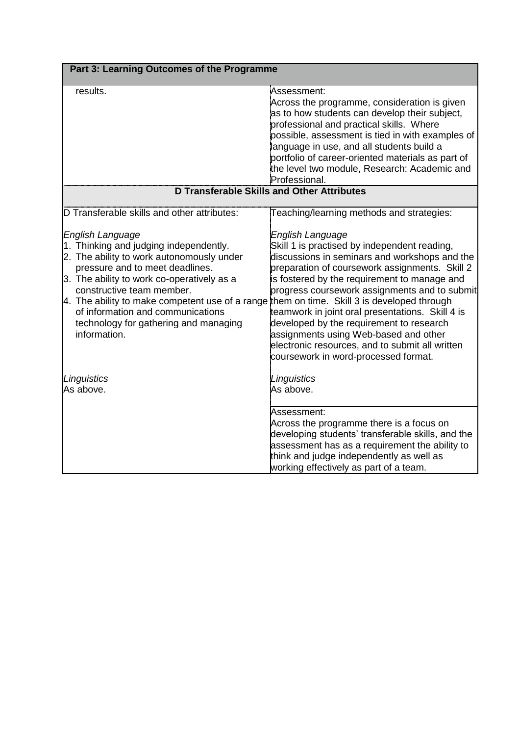| Part 3: Learning Outcomes of the Programme | |
|---|---|
| results. | Assessment:<br>Across the programme, consideration is given as to how students can develop their subject, professional and practical skills. Where possible, assessment is tied in with examples of language in use, and all students build a portfolio of career-oriented materials as part of the level two module, Research: Academic and Professional. |
| **D Transferable Skills and Other Attributes** | |
| D Transferable skills and other attributes:<br><br>*English Language*<br>1. Thinking and judging independently.<br>2. The ability to work autonomously under pressure and to meet deadlines.<br>3. The ability to work co-operatively as a constructive team member.<br>4. The ability to make competent use of a range of information and communications technology for gathering and managing information.<br><br>*Linguistics*<br>As above. | Teaching/learning methods and strategies:<br><br>*English Language*<br>Skill 1 is practised by independent reading, discussions in seminars and workshops and the preparation of coursework assignments. Skill 2 is fostered by the requirement to manage and progress coursework assignments and to submit them on time. Skill 3 is developed through teamwork in joint oral presentations. Skill 4 is developed by the requirement to research assignments using Web-based and other electronic resources, and to submit all written coursework in word-processed format.<br><br>*Linguistics*<br>As above. |
| | Assessment:<br>Across the programme there is a focus on developing students' transferable skills, and the assessment has as a requirement the ability to think and judge independently as well as working effectively as part of a team. |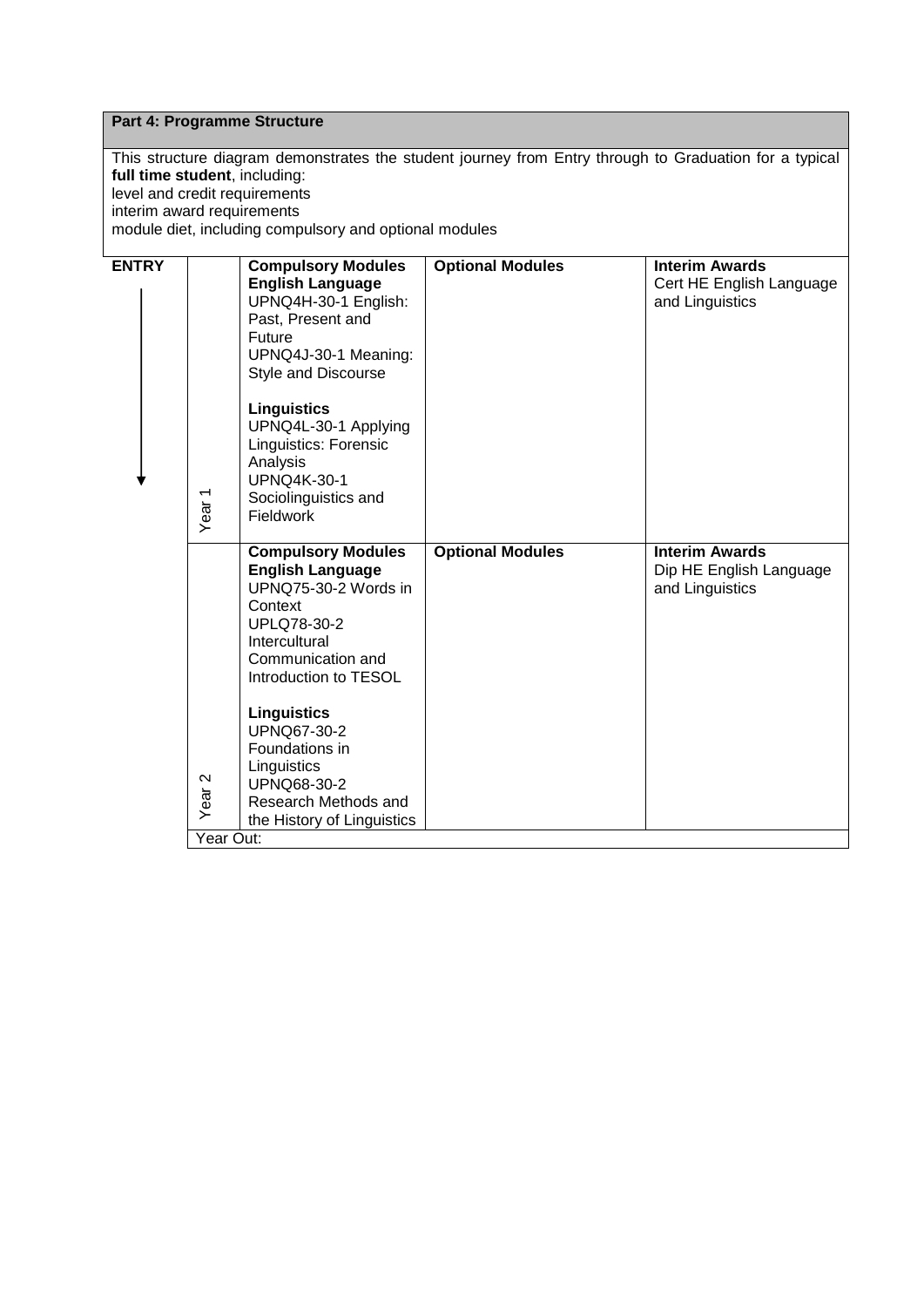## Part 4: Programme Structure

This structure diagram demonstrates the student journey from Entry through to Graduation for a typical **full time student**, including:
level and credit requirements
interim award requirements
module diet, including compulsory and optional modules

| ENTRY | | Compulsory Modules | Optional Modules | Interim Awards |
|---|---|---|---|---|
| ↓ | Year 1 | **Compulsory Modules**<br>**English Language**<br>UPNQ4H-30-1 English: Past, Present and Future<br>UPNQ4J-30-1 Meaning: Style and Discourse<br><br>**Linguistics**<br>UPNQ4L-30-1 Applying Linguistics: Forensic Analysis<br>UPNQ4K-30-1 Sociolinguistics and Fieldwork | **Optional Modules** | **Interim Awards**<br>Cert HE English Language and Linguistics |
| | Year 2 | **Compulsory Modules**<br>**English Language**<br>UPNQ75-30-2 Words in Context<br>UPLQ78-30-2 Intercultural Communication and Introduction to TESOL<br><br>**Linguistics**<br>UPNQ67-30-2 Foundations in Linguistics<br>UPNQ68-30-2 Research Methods and the History of Linguistics | **Optional Modules** | **Interim Awards**<br>Dip HE English Language and Linguistics |
| | Year Out: | | | |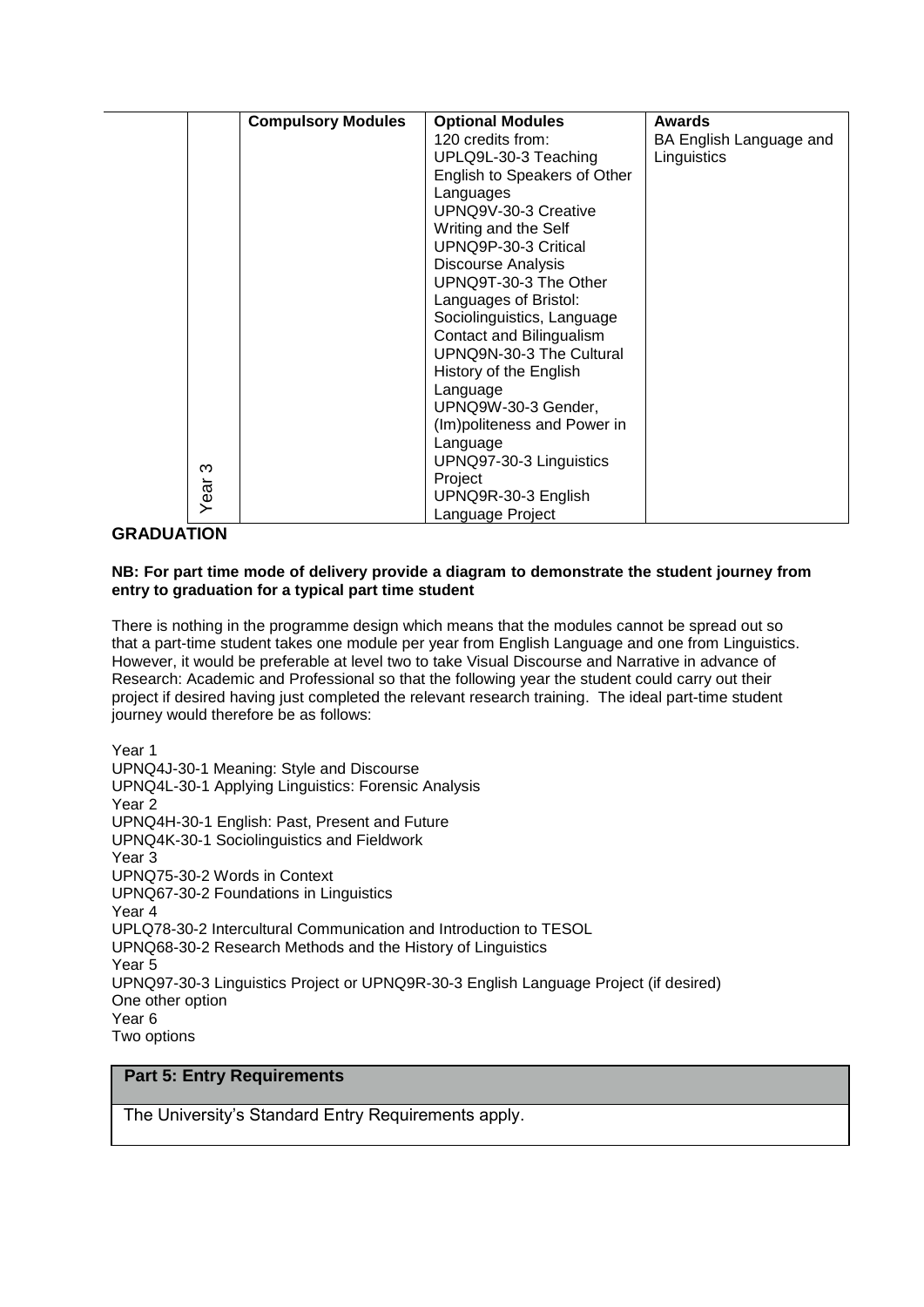| | Compulsory Modules | Optional Modules | Awards |
|---|---|---|---|
| Year 3 | | 120 credits from:<br>UPLQ9L-30-3 Teaching English to Speakers of Other Languages<br>UPNQ9V-30-3 Creative Writing and the Self<br>UPNQ9P-30-3 Critical Discourse Analysis<br>UPNQ9T-30-3 The Other Languages of Bristol: Sociolinguistics, Language Contact and Bilingualism<br>UPNQ9N-30-3 The Cultural History of the English Language<br>UPNQ9W-30-3 Gender, (Im)politeness and Power in Language<br>UPNQ97-30-3 Linguistics Project<br>UPNQ9R-30-3 English Language Project | BA English Language and Linguistics |

**GRADUATION**

**NB: For part time mode of delivery provide a diagram to demonstrate the student journey from entry to graduation for a typical part time student**

There is nothing in the programme design which means that the modules cannot be spread out so that a part-time student takes one module per year from English Language and one from Linguistics. However, it would be preferable at level two to take Visual Discourse and Narrative in advance of Research: Academic and Professional so that the following year the student could carry out their project if desired having just completed the relevant research training. The ideal part-time student journey would therefore be as follows:

Year 1
UPNQ4J-30-1 Meaning: Style and Discourse
UPNQ4L-30-1 Applying Linguistics: Forensic Analysis
Year 2
UPNQ4H-30-1 English: Past, Present and Future
UPNQ4K-30-1 Sociolinguistics and Fieldwork
Year 3
UPNQ75-30-2 Words in Context
UPNQ67-30-2 Foundations in Linguistics
Year 4
UPLQ78-30-2 Intercultural Communication and Introduction to TESOL
UPNQ68-30-2 Research Methods and the History of Linguistics
Year 5
UPNQ97-30-3 Linguistics Project or UPNQ9R-30-3 English Language Project (if desired)
One other option
Year 6
Two options

| **Part 5: Entry Requirements** |
|---|
| The University's Standard Entry Requirements apply. |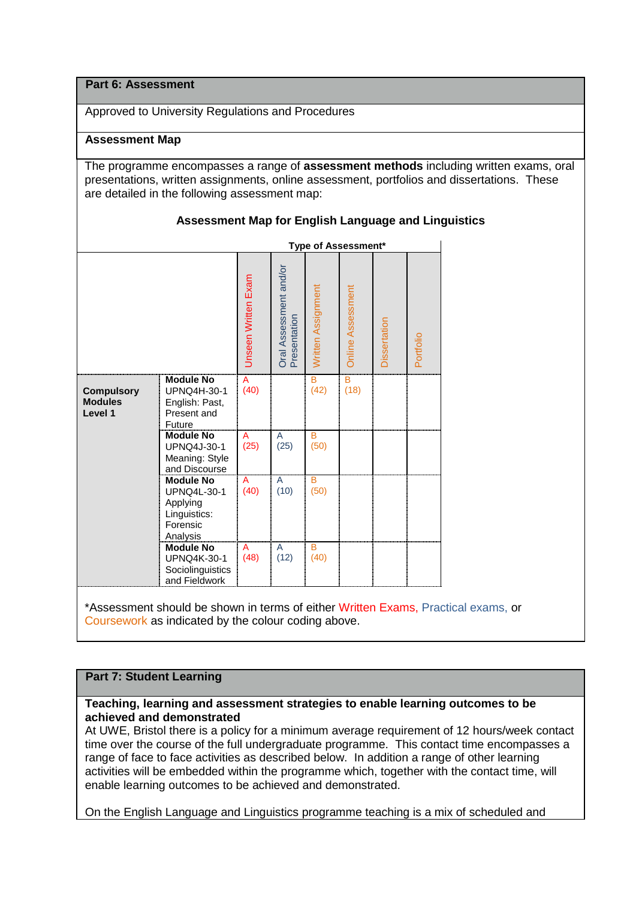## Part 6: Assessment

Approved to University Regulations and Procedures

**Assessment Map**

The programme encompasses a range of **assessment methods** including written exams, oral presentations, written assignments, online assessment, portfolios and dissertations. These are detailed in the following assessment map:

**Assessment Map for English Language and Linguistics**

| | | Type of Assessment* | | | | | |
|---|---|---|---|---|---|---|---|
| | | Unseen Written Exam | Oral Assessment and/or Presentation | Written Assignment | Online Assessment | Dissertation | Portfolio |
| **Compulsory Modules Level 1** | **Module No** UPNQ4H-30-1 English: Past, Present and Future | A (40) | | B (42) | B (18) | | |
| | **Module No** UPNQ4J-30-1 Meaning: Style and Discourse | A (25) | A (25) | B (50) | | | |
| | **Module No** UPNQ4L-30-1 Applying Linguistics: Forensic Analysis | A (40) | A (10) | B (50) | | | |
| | **Module No** UPNQ4K-30-1 Sociolinguistics and Fieldwork | A (48) | A (12) | B (40) | | | |

*Assessment should be shown in terms of either Written Exams, Practical exams, or Coursework as indicated by the colour coding above.

## Part 7: Student Learning

**Teaching, learning and assessment strategies to enable learning outcomes to be achieved and demonstrated**

At UWE, Bristol there is a policy for a minimum average requirement of 12 hours/week contact time over the course of the full undergraduate programme. This contact time encompasses a range of face to face activities as described below. In addition a range of other learning activities will be embedded within the programme which, together with the contact time, will enable learning outcomes to be achieved and demonstrated.

On the English Language and Linguistics programme teaching is a mix of scheduled and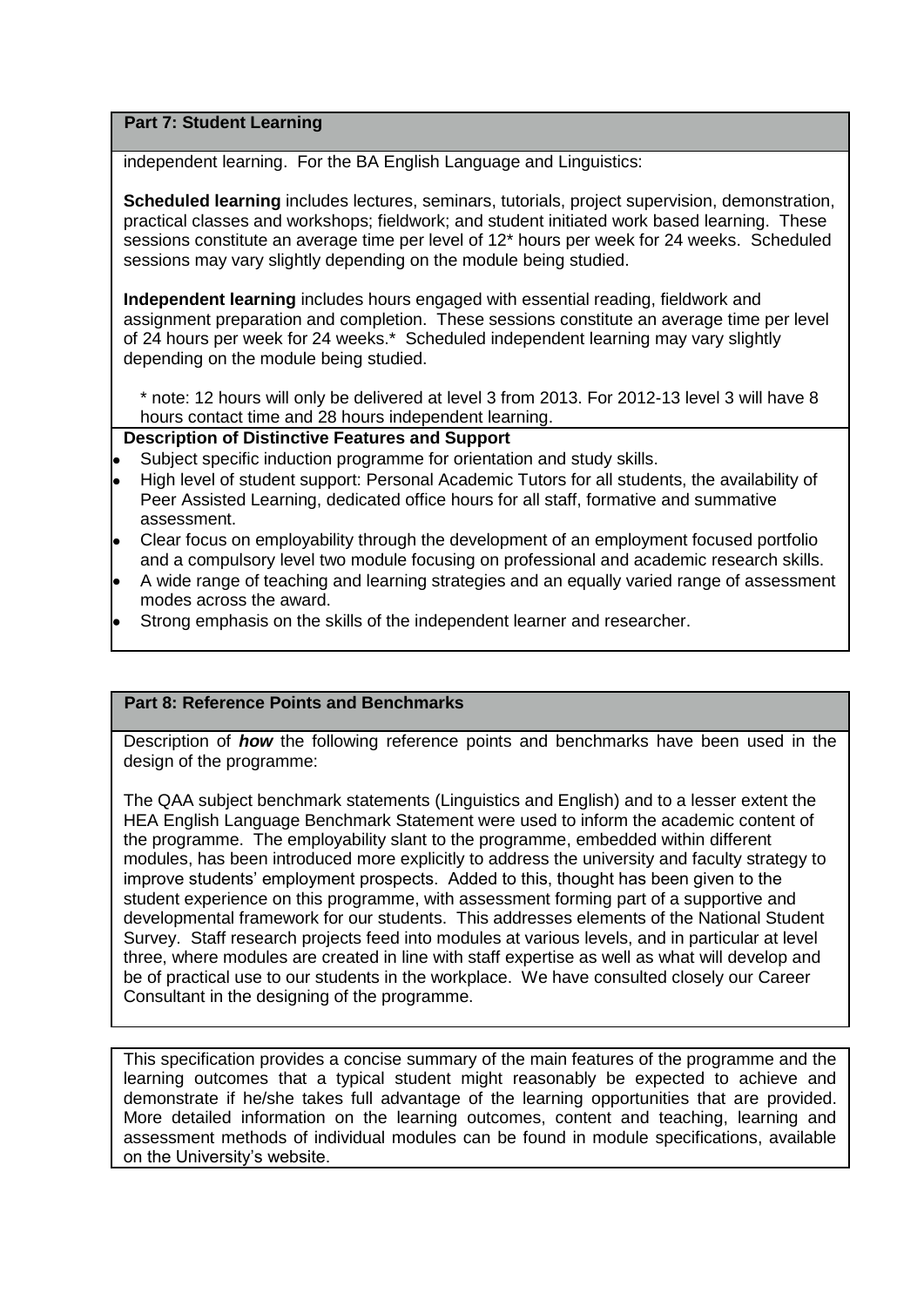## Part 7: Student Learning

independent learning. For the BA English Language and Linguistics:

**Scheduled learning** includes lectures, seminars, tutorials, project supervision, demonstration, practical classes and workshops; fieldwork; and student initiated work based learning. These sessions constitute an average time per level of 12* hours per week for 24 weeks. Scheduled sessions may vary slightly depending on the module being studied.

**Independent learning** includes hours engaged with essential reading, fieldwork and assignment preparation and completion. These sessions constitute an average time per level of 24 hours per week for 24 weeks.* Scheduled independent learning may vary slightly depending on the module being studied.

\* note: 12 hours will only be delivered at level 3 from 2013. For 2012-13 level 3 will have 8 hours contact time and 28 hours independent learning.

**Description of Distinctive Features and Support**

- Subject specific induction programme for orientation and study skills.
- High level of student support: Personal Academic Tutors for all students, the availability of Peer Assisted Learning, dedicated office hours for all staff, formative and summative assessment.
- Clear focus on employability through the development of an employment focused portfolio and a compulsory level two module focusing on professional and academic research skills.
- A wide range of teaching and learning strategies and an equally varied range of assessment modes across the award.
- Strong emphasis on the skills of the independent learner and researcher.

## Part 8: Reference Points and Benchmarks

Description of ***how*** the following reference points and benchmarks have been used in the design of the programme:

The QAA subject benchmark statements (Linguistics and English) and to a lesser extent the HEA English Language Benchmark Statement were used to inform the academic content of the programme. The employability slant to the programme, embedded within different modules, has been introduced more explicitly to address the university and faculty strategy to improve students' employment prospects. Added to this, thought has been given to the student experience on this programme, with assessment forming part of a supportive and developmental framework for our students. This addresses elements of the National Student Survey. Staff research projects feed into modules at various levels, and in particular at level three, where modules are created in line with staff expertise as well as what will develop and be of practical use to our students in the workplace. We have consulted closely our Career Consultant in the designing of the programme.

This specification provides a concise summary of the main features of the programme and the learning outcomes that a typical student might reasonably be expected to achieve and demonstrate if he/she takes full advantage of the learning opportunities that are provided. More detailed information on the learning outcomes, content and teaching, learning and assessment methods of individual modules can be found in module specifications, available on the University's website.